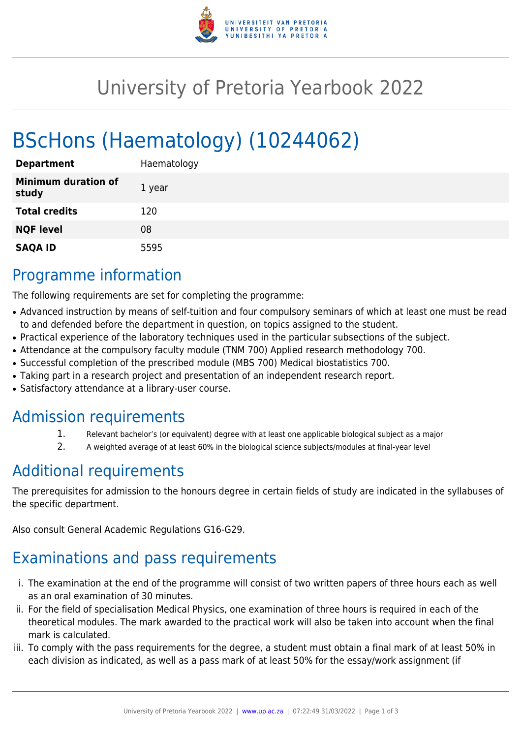# University of Pretoria Yearbook 2022

# BScHons (Haematology) (10244062)

| | |
|---|---|
| **Department** | Haematology |
| **Minimum duration of study** | 1 year |
| **Total credits** | 120 |
| **NQF level** | 08 |
| **SAQA ID** | 5595 |

## Programme information

The following requirements are set for completing the programme:

- Advanced instruction by means of self-tuition and four compulsory seminars of which at least one must be read to and defended before the department in question, on topics assigned to the student.
- Practical experience of the laboratory techniques used in the particular subsections of the subject.
- Attendance at the compulsory faculty module (TNM 700) Applied research methodology 700.
- Successful completion of the prescribed module (MBS 700) Medical biostatistics 700.
- Taking part in a research project and presentation of an independent research report.
- Satisfactory attendance at a library-user course.

## Admission requirements

1. Relevant bachelor's (or equivalent) degree with at least one applicable biological subject as a major
2. A weighted average of at least 60% in the biological science subjects/modules at final-year level

## Additional requirements

The prerequisites for admission to the honours degree in certain fields of study are indicated in the syllabuses of the specific department.

Also consult General Academic Regulations G16-G29.

## Examinations and pass requirements

i. The examination at the end of the programme will consist of two written papers of three hours each as well as an oral examination of 30 minutes.
ii. For the field of specialisation Medical Physics, one examination of three hours is required in each of the theoretical modules. The mark awarded to the practical work will also be taken into account when the final mark is calculated.
iii. To comply with the pass requirements for the degree, a student must obtain a final mark of at least 50% in each division as indicated, as well as a pass mark of at least 50% for the essay/work assignment (if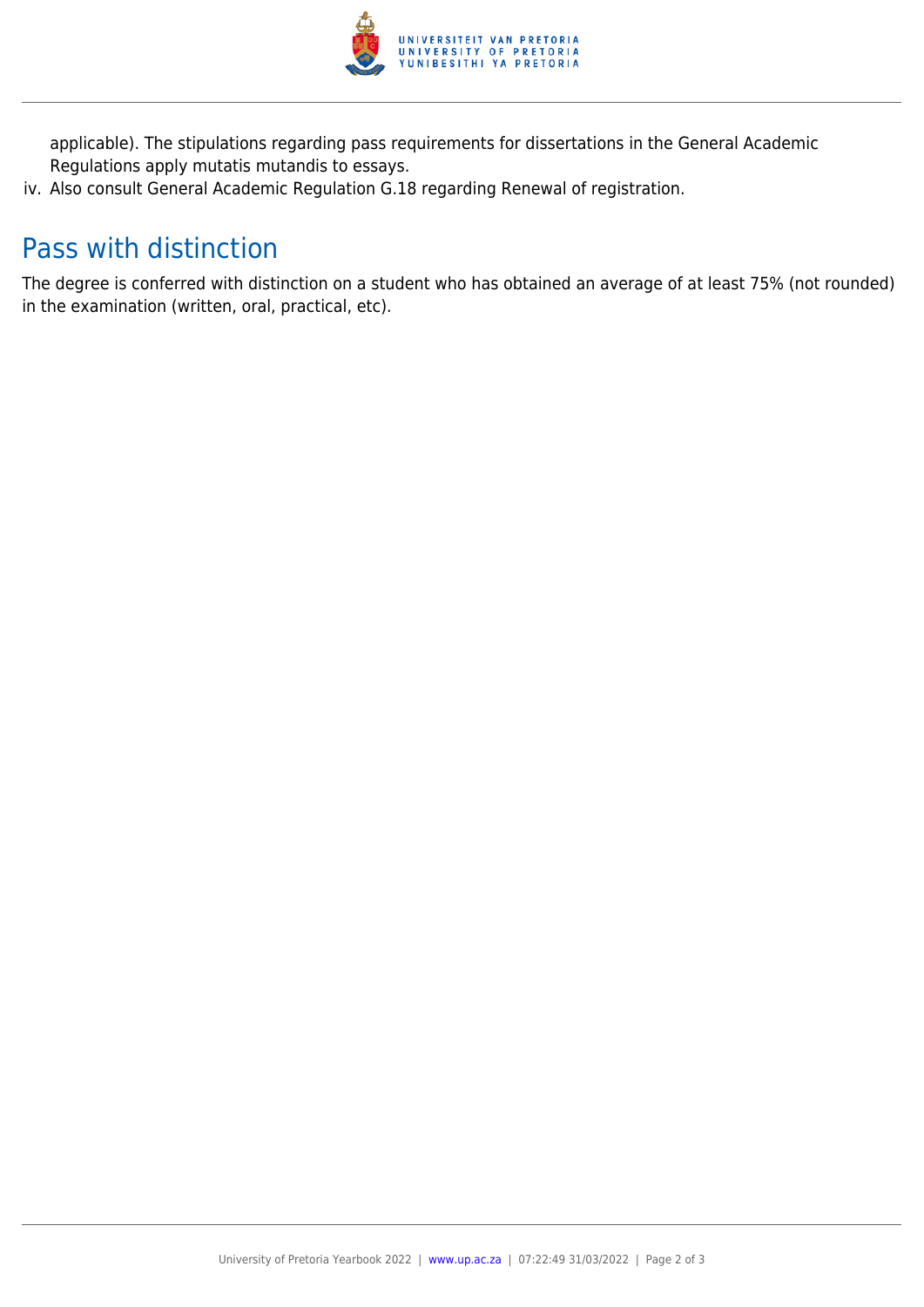applicable). The stipulations regarding pass requirements for dissertations in the General Academic Regulations apply mutatis mutandis to essays.

iv. Also consult General Academic Regulation G.18 regarding Renewal of registration.

## Pass with distinction

The degree is conferred with distinction on a student who has obtained an average of at least 75% (not rounded) in the examination (written, oral, practical, etc).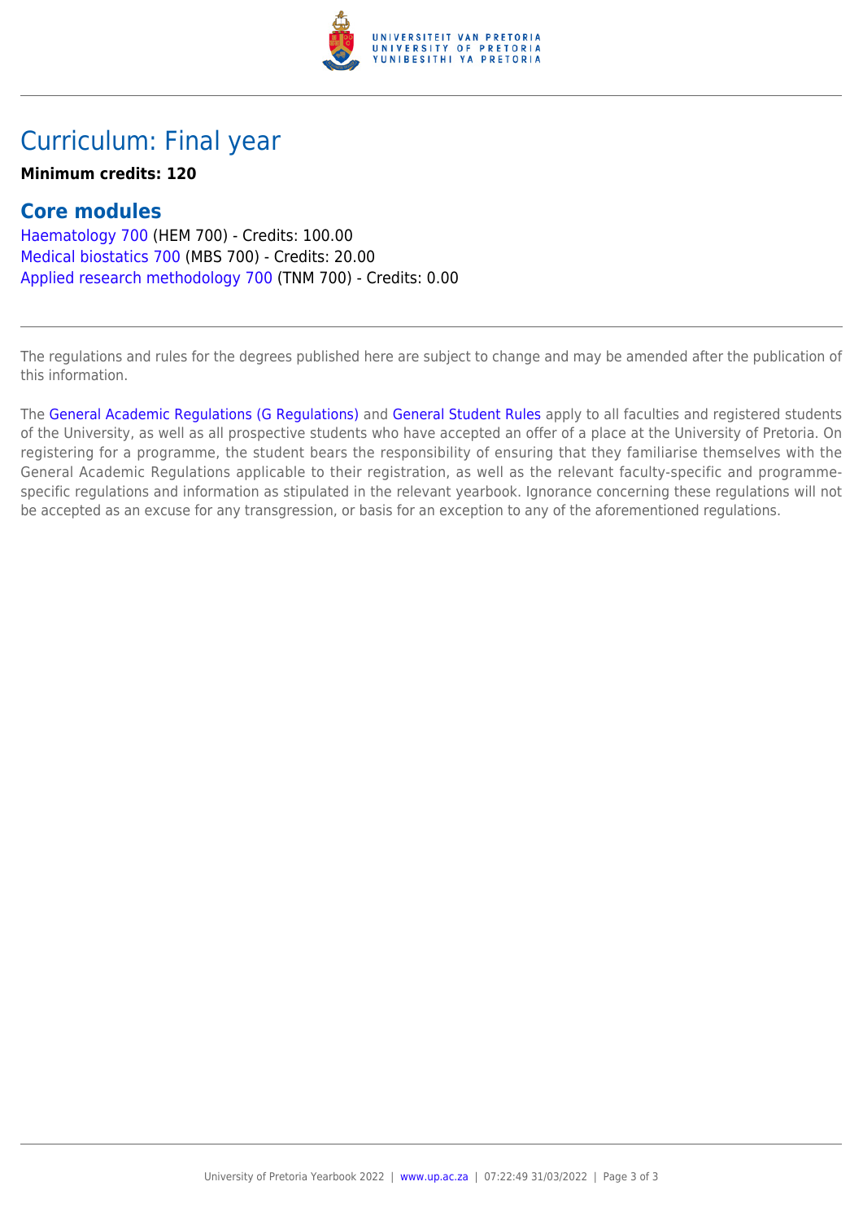# Curriculum: Final year

**Minimum credits: 120**

## Core modules

Haematology 700 (HEM 700) - Credits: 100.00
Medical biostatics 700 (MBS 700) - Credits: 20.00
Applied research methodology 700 (TNM 700) - Credits: 0.00

---

The regulations and rules for the degrees published here are subject to change and may be amended after the publication of this information.

The General Academic Regulations (G Regulations) and General Student Rules apply to all faculties and registered students of the University, as well as all prospective students who have accepted an offer of a place at the University of Pretoria. On registering for a programme, the student bears the responsibility of ensuring that they familiarise themselves with the General Academic Regulations applicable to their registration, as well as the relevant faculty-specific and programme-specific regulations and information as stipulated in the relevant yearbook. Ignorance concerning these regulations will not be accepted as an excuse for any transgression, or basis for an exception to any of the aforementioned regulations.